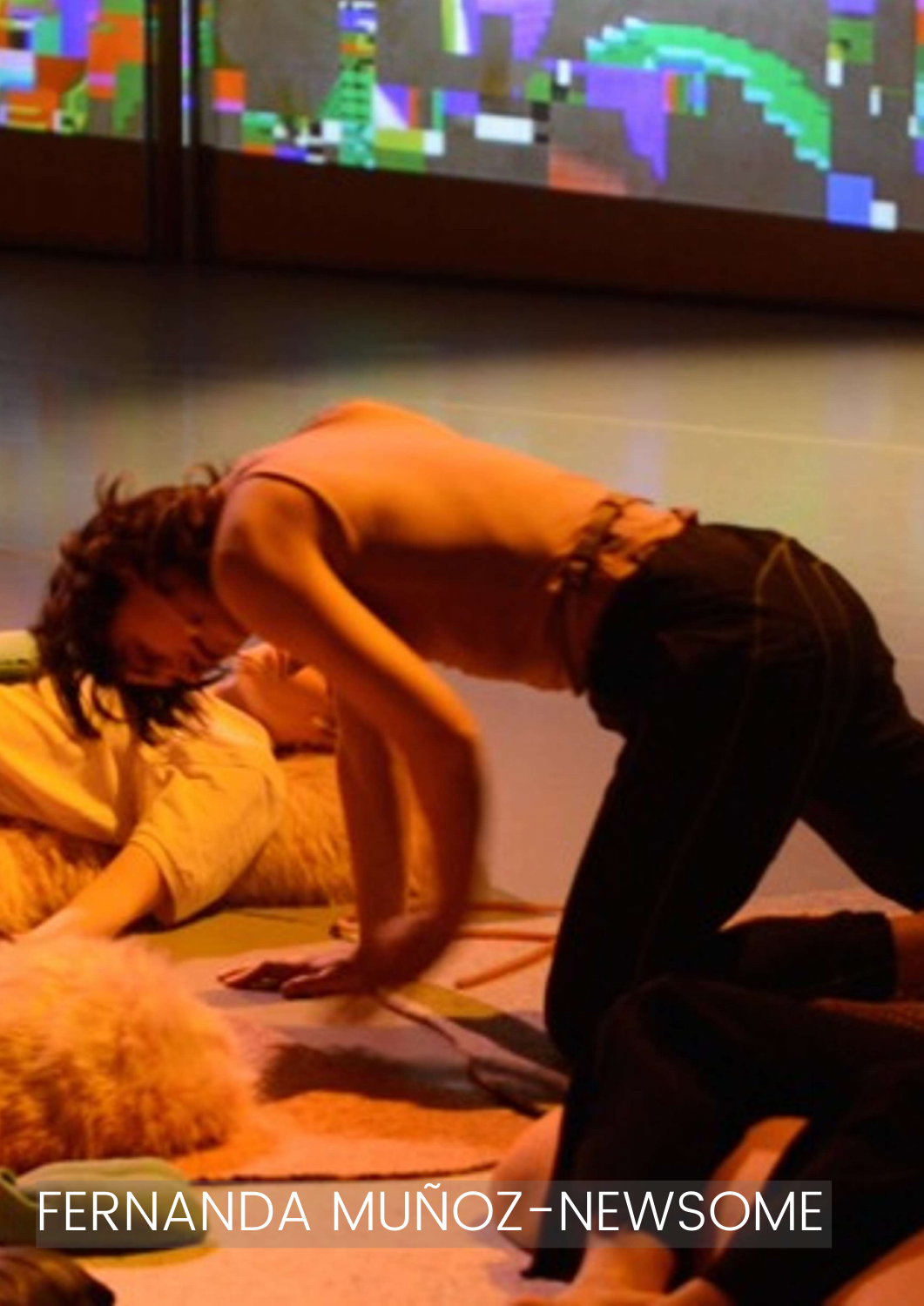FERNANDA MUÑOZ-NEWSOME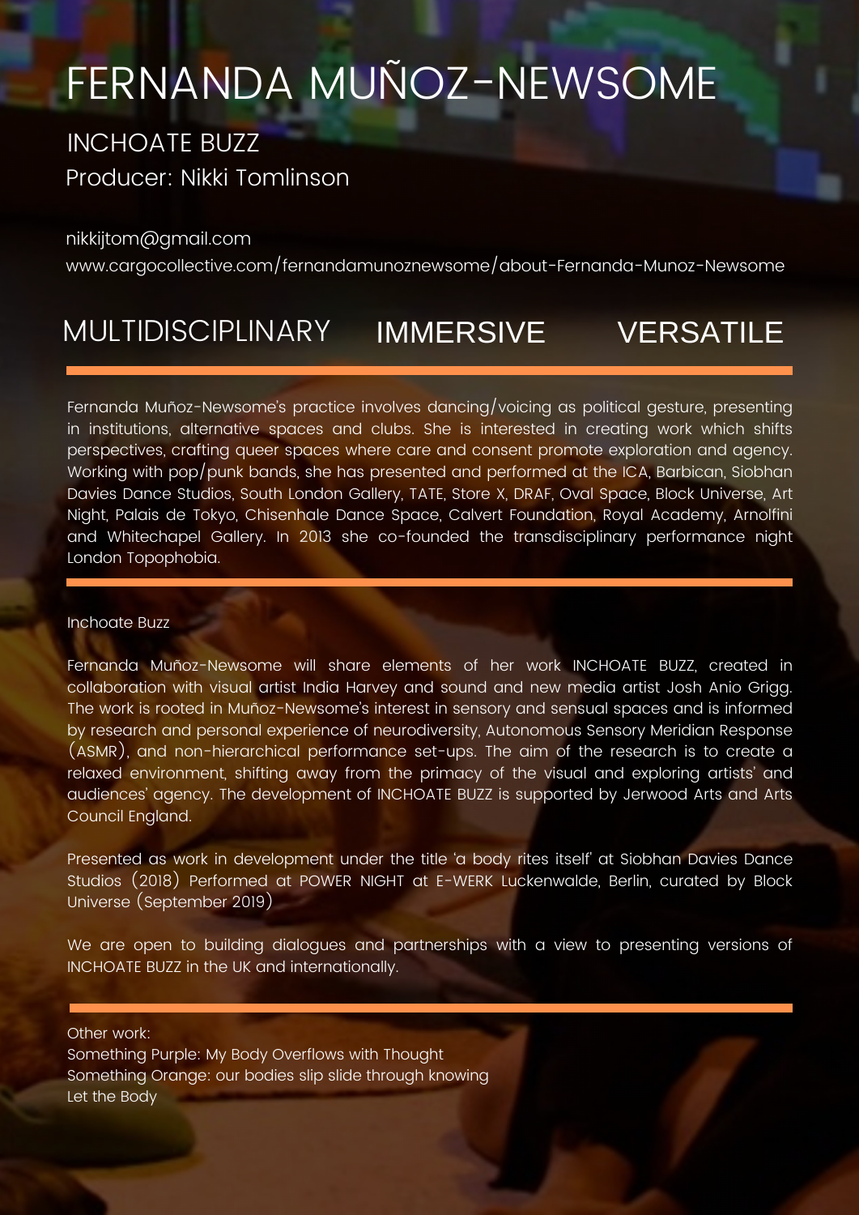# FERNANDA MUÑOZ-NEWSOME

## INCHOATE BUZZ

Producer: Nikki Tomlinson

nikkijtom@gmail.com
www.cargocollective.com/fernandamunoznewsome/about-Fernanda-Munoz-Newsome

MULTIDISCIPLINARY IMMERSIVE VERSATILE

Fernanda Muñoz-Newsome's practice involves dancing/voicing as political gesture, presenting in institutions, alternative spaces and clubs. She is interested in creating work which shifts perspectives, crafting queer spaces where care and consent promote exploration and agency. Working with pop/punk bands, she has presented and performed at the ICA, Barbican, Siobhan Davies Dance Studios, South London Gallery, TATE, Store X, DRAF, Oval Space, Block Universe, Art Night, Palais de Tokyo, Chisenhale Dance Space, Calvert Foundation, Royal Academy, Arnolfini and Whitechapel Gallery. In 2013 she co-founded the transdisciplinary performance night London Topophobia.

Inchoate Buzz

Fernanda Muñoz-Newsome will share elements of her work INCHOATE BUZZ, created in collaboration with visual artist India Harvey and sound and new media artist Josh Anio Grigg. The work is rooted in Muñoz-Newsome's interest in sensory and sensual spaces and is informed by research and personal experience of neurodiversity, Autonomous Sensory Meridian Response (ASMR), and non-hierarchical performance set-ups. The aim of the research is to create a relaxed environment, shifting away from the primacy of the visual and exploring artists' and audiences' agency. The development of INCHOATE BUZZ is supported by Jerwood Arts and Arts Council England.

Presented as work in development under the title 'a body rites itself' at Siobhan Davies Dance Studios (2018) Performed at POWER NIGHT at E-WERK Luckenwalde, Berlin, curated by Block Universe (September 2019)

We are open to building dialogues and partnerships with a view to presenting versions of INCHOATE BUZZ in the UK and internationally.

Other work:
Something Purple: My Body Overflows with Thought
Something Orange: our bodies slip slide through knowing
Let the Body